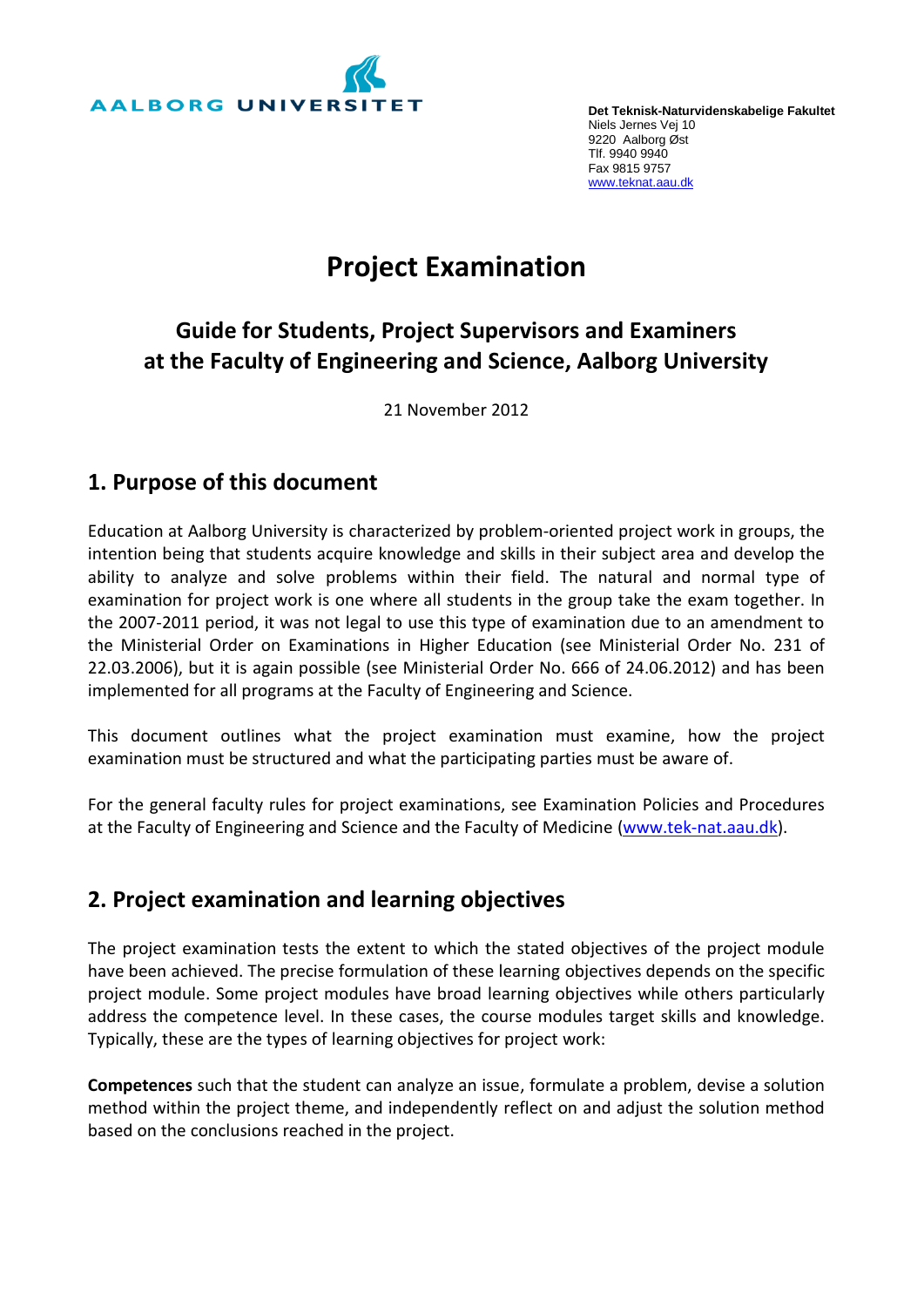AALBORG UNIVERSITET

**Det Teknisk-Naturvidenskabelige Fakultet**
Niels Jernes Vej 10
9220 Aalborg Øst
Tlf. 9940 9940
Fax 9815 9757
www.teknat.aau.dk

# Project Examination

## Guide for Students, Project Supervisors and Examiners at the Faculty of Engineering and Science, Aalborg University

21 November 2012

## 1. Purpose of this document

Education at Aalborg University is characterized by problem-oriented project work in groups, the intention being that students acquire knowledge and skills in their subject area and develop the ability to analyze and solve problems within their field. The natural and normal type of examination for project work is one where all students in the group take the exam together. In the 2007-2011 period, it was not legal to use this type of examination due to an amendment to the Ministerial Order on Examinations in Higher Education (see Ministerial Order No. 231 of 22.03.2006), but it is again possible (see Ministerial Order No. 666 of 24.06.2012) and has been implemented for all programs at the Faculty of Engineering and Science.

This document outlines what the project examination must examine, how the project examination must be structured and what the participating parties must be aware of.

For the general faculty rules for project examinations, see Examination Policies and Procedures at the Faculty of Engineering and Science and the Faculty of Medicine (www.tek-nat.aau.dk).

## 2. Project examination and learning objectives

The project examination tests the extent to which the stated objectives of the project module have been achieved. The precise formulation of these learning objectives depends on the specific project module. Some project modules have broad learning objectives while others particularly address the competence level. In these cases, the course modules target skills and knowledge. Typically, these are the types of learning objectives for project work:

**Competences** such that the student can analyze an issue, formulate a problem, devise a solution method within the project theme, and independently reflect on and adjust the solution method based on the conclusions reached in the project.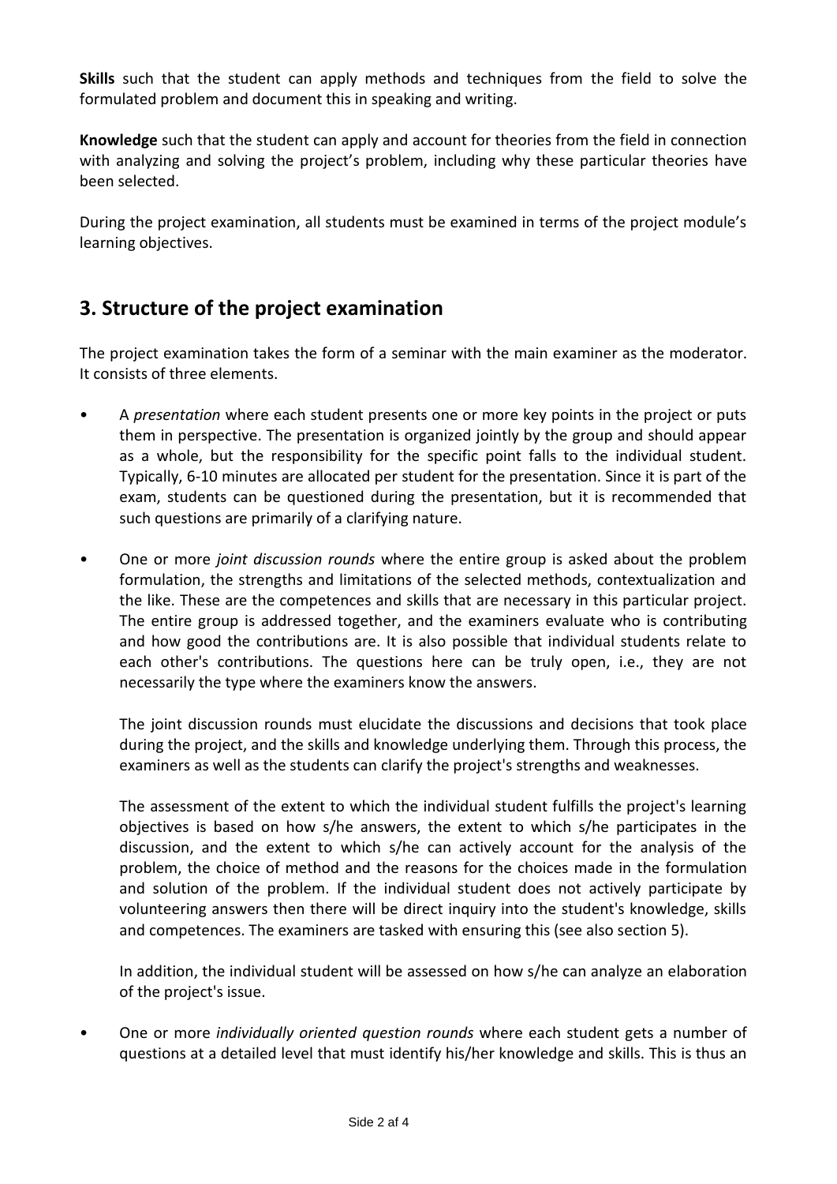**Skills** such that the student can apply methods and techniques from the field to solve the formulated problem and document this in speaking and writing.

**Knowledge** such that the student can apply and account for theories from the field in connection with analyzing and solving the project's problem, including why these particular theories have been selected.

During the project examination, all students must be examined in terms of the project module's learning objectives.

## 3. Structure of the project examination

The project examination takes the form of a seminar with the main examiner as the moderator. It consists of three elements.

- A *presentation* where each student presents one or more key points in the project or puts them in perspective. The presentation is organized jointly by the group and should appear as a whole, but the responsibility for the specific point falls to the individual student. Typically, 6-10 minutes are allocated per student for the presentation. Since it is part of the exam, students can be questioned during the presentation, but it is recommended that such questions are primarily of a clarifying nature.

- One or more *joint discussion rounds* where the entire group is asked about the problem formulation, the strengths and limitations of the selected methods, contextualization and the like. These are the competences and skills that are necessary in this particular project. The entire group is addressed together, and the examiners evaluate who is contributing and how good the contributions are. It is also possible that individual students relate to each other's contributions. The questions here can be truly open, i.e., they are not necessarily the type where the examiners know the answers.

  The joint discussion rounds must elucidate the discussions and decisions that took place during the project, and the skills and knowledge underlying them. Through this process, the examiners as well as the students can clarify the project's strengths and weaknesses.

  The assessment of the extent to which the individual student fulfills the project's learning objectives is based on how s/he answers, the extent to which s/he participates in the discussion, and the extent to which s/he can actively account for the analysis of the problem, the choice of method and the reasons for the choices made in the formulation and solution of the problem. If the individual student does not actively participate by volunteering answers then there will be direct inquiry into the student's knowledge, skills and competences. The examiners are tasked with ensuring this (see also section 5).

  In addition, the individual student will be assessed on how s/he can analyze an elaboration of the project's issue.

- One or more *individually oriented question rounds* where each student gets a number of questions at a detailed level that must identify his/her knowledge and skills. This is thus an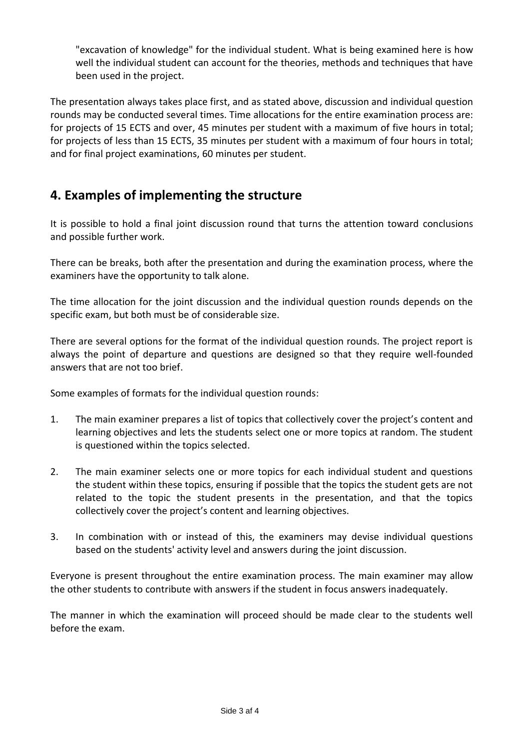"excavation of knowledge" for the individual student. What is being examined here is how well the individual student can account for the theories, methods and techniques that have been used in the project.

The presentation always takes place first, and as stated above, discussion and individual question rounds may be conducted several times. Time allocations for the entire examination process are: for projects of 15 ECTS and over, 45 minutes per student with a maximum of five hours in total; for projects of less than 15 ECTS, 35 minutes per student with a maximum of four hours in total; and for final project examinations, 60 minutes per student.

## 4. Examples of implementing the structure

It is possible to hold a final joint discussion round that turns the attention toward conclusions and possible further work.

There can be breaks, both after the presentation and during the examination process, where the examiners have the opportunity to talk alone.

The time allocation for the joint discussion and the individual question rounds depends on the specific exam, but both must be of considerable size.

There are several options for the format of the individual question rounds. The project report is always the point of departure and questions are designed so that they require well-founded answers that are not too brief.

Some examples of formats for the individual question rounds:

1. The main examiner prepares a list of topics that collectively cover the project's content and learning objectives and lets the students select one or more topics at random. The student is questioned within the topics selected.

2. The main examiner selects one or more topics for each individual student and questions the student within these topics, ensuring if possible that the topics the student gets are not related to the topic the student presents in the presentation, and that the topics collectively cover the project's content and learning objectives.

3. In combination with or instead of this, the examiners may devise individual questions based on the students' activity level and answers during the joint discussion.

Everyone is present throughout the entire examination process. The main examiner may allow the other students to contribute with answers if the student in focus answers inadequately.

The manner in which the examination will proceed should be made clear to the students well before the exam.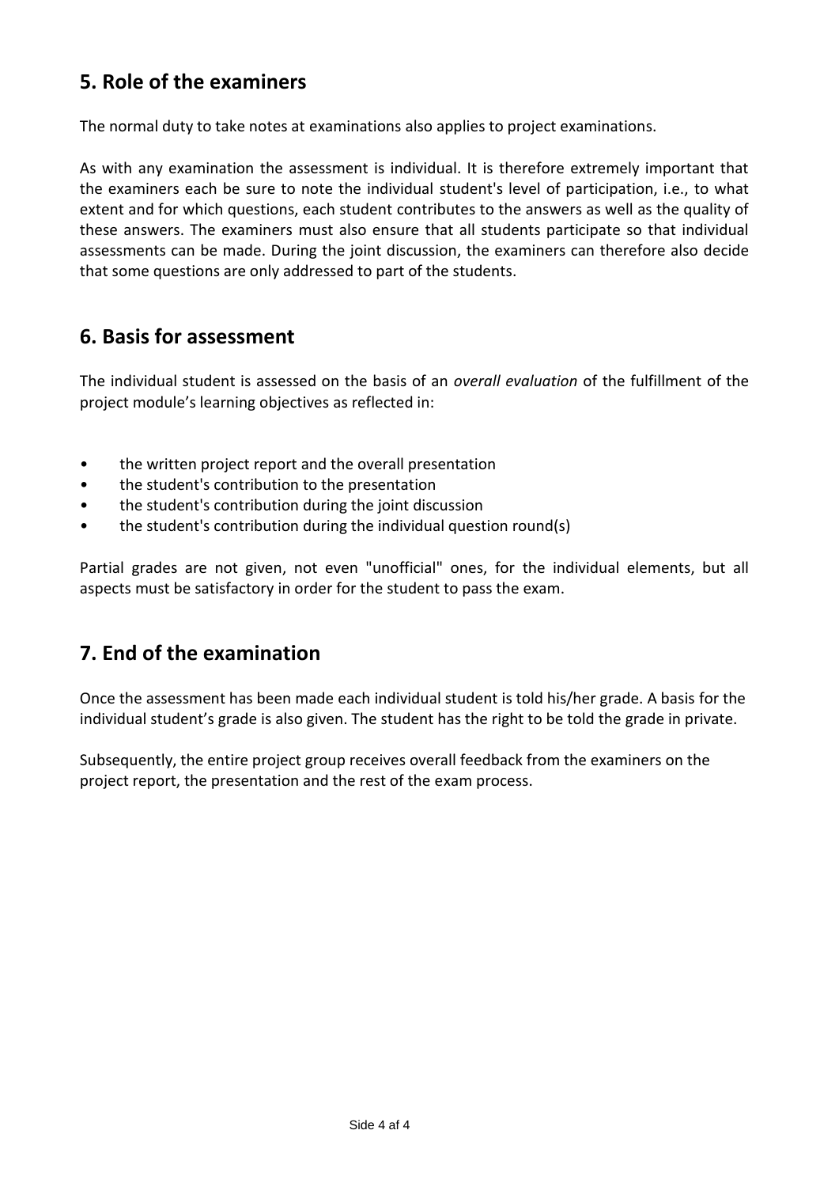## 5. Role of the examiners

The normal duty to take notes at examinations also applies to project examinations.

As with any examination the assessment is individual. It is therefore extremely important that the examiners each be sure to note the individual student's level of participation, i.e., to what extent and for which questions, each student contributes to the answers as well as the quality of these answers. The examiners must also ensure that all students participate so that individual assessments can be made. During the joint discussion, the examiners can therefore also decide that some questions are only addressed to part of the students.

## 6. Basis for assessment

The individual student is assessed on the basis of an *overall evaluation* of the fulfillment of the project module's learning objectives as reflected in:

- the written project report and the overall presentation
- the student's contribution to the presentation
- the student's contribution during the joint discussion
- the student's contribution during the individual question round(s)

Partial grades are not given, not even "unofficial" ones, for the individual elements, but all aspects must be satisfactory in order for the student to pass the exam.

## 7. End of the examination

Once the assessment has been made each individual student is told his/her grade. A basis for the individual student's grade is also given. The student has the right to be told the grade in private.

Subsequently, the entire project group receives overall feedback from the examiners on the project report, the presentation and the rest of the exam process.